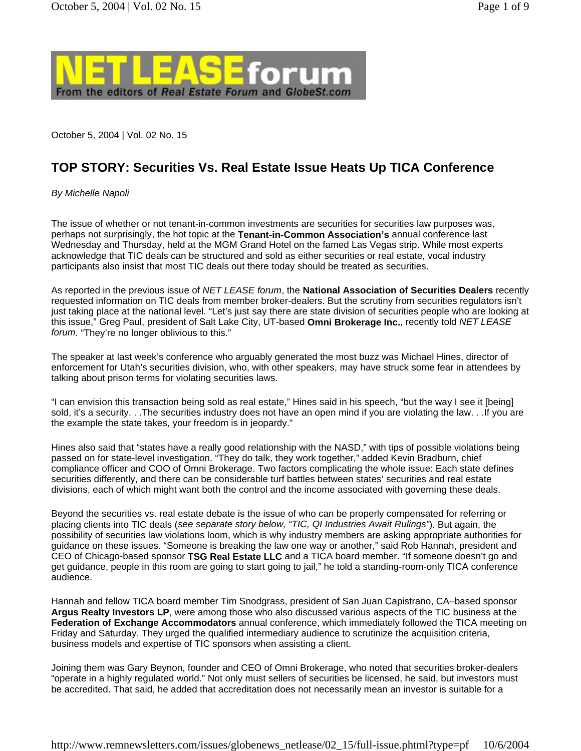# NET LEASE forum

From the editors of *Real Estate Forum* and GlobeSt.com

October 5, 2004 | Vol. 02 No. 15

## TOP STORY: Securities Vs. Real Estate Issue Heats Up TICA Conference

*By Michelle Napoli*

The issue of whether or not tenant-in-common investments are securities for securities law purposes was, perhaps not surprisingly, the hot topic at the **Tenant-in-Common Association's** annual conference last Wednesday and Thursday, held at the MGM Grand Hotel on the famed Las Vegas strip. While most experts acknowledge that TIC deals can be structured and sold as either securities or real estate, vocal industry participants also insist that most TIC deals out there today should be treated as securities.

As reported in the previous issue of *NET LEASE forum*, the **National Association of Securities Dealers** recently requested information on TIC deals from member broker-dealers. But the scrutiny from securities regulators isn't just taking place at the national level. "Let's just say there are state division of securities people who are looking at this issue," Greg Paul, president of Salt Lake City, UT-based **Omni Brokerage Inc.**, recently told *NET LEASE forum*. "They're no longer oblivious to this."

The speaker at last week's conference who arguably generated the most buzz was Michael Hines, director of enforcement for Utah's securities division, who, with other speakers, may have struck some fear in attendees by talking about prison terms for violating securities laws.

"I can envision this transaction being sold as real estate," Hines said in his speech, "but the way I see it [being] sold, it's a security. . .The securities industry does not have an open mind if you are violating the law. . .If you are the example the state takes, your freedom is in jeopardy."

Hines also said that "states have a really good relationship with the NASD," with tips of possible violations being passed on for state-level investigation. "They do talk, they work together," added Kevin Bradburn, chief compliance officer and COO of Omni Brokerage. Two factors complicating the whole issue: Each state defines securities differently, and there can be considerable turf battles between states' securities and real estate divisions, each of which might want both the control and the income associated with governing these deals.

Beyond the securities vs. real estate debate is the issue of who can be properly compensated for referring or placing clients into TIC deals (*see separate story below, "TIC, QI Industries Await Rulings"*). But again, the possibility of securities law violations loom, which is why industry members are asking appropriate authorities for guidance on these issues. "Someone is breaking the law one way or another," said Rob Hannah, president and CEO of Chicago-based sponsor **TSG Real Estate LLC** and a TICA board member. "If someone doesn't go and get guidance, people in this room are going to start going to jail," he told a standing-room-only TICA conference audience.

Hannah and fellow TICA board member Tim Snodgrass, president of San Juan Capistrano, CA–based sponsor **Argus Realty Investors LP**, were among those who also discussed various aspects of the TIC business at the **Federation of Exchange Accommodators** annual conference, which immediately followed the TICA meeting on Friday and Saturday. They urged the qualified intermediary audience to scrutinize the acquisition criteria, business models and expertise of TIC sponsors when assisting a client.

Joining them was Gary Beynon, founder and CEO of Omni Brokerage, who noted that securities broker-dealers "operate in a highly regulated world." Not only must sellers of securities be licensed, he said, but investors must be accredited. That said, he added that accreditation does not necessarily mean an investor is suitable for a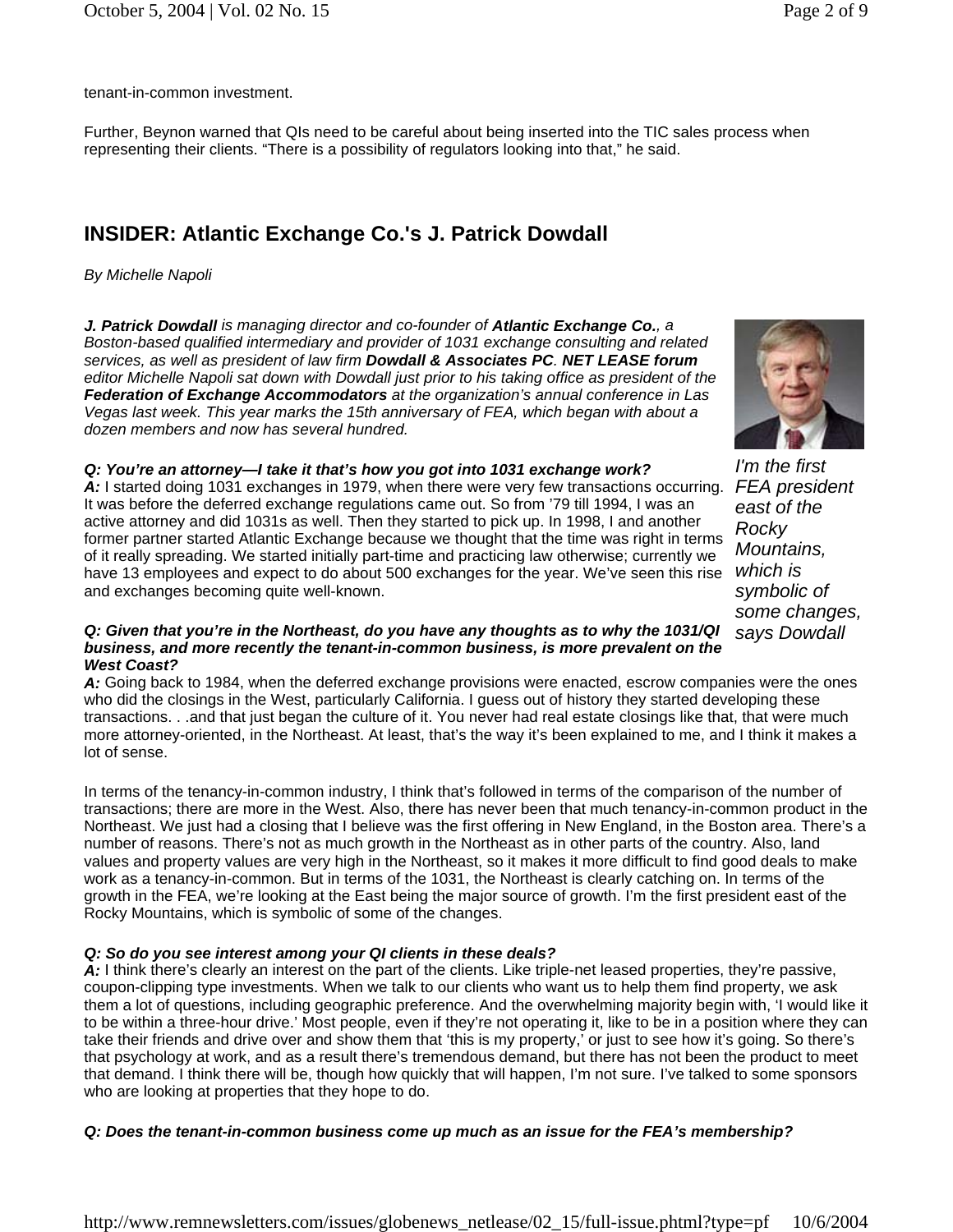tenant-in-common investment.

Further, Beynon warned that QIs need to be careful about being inserted into the TIC sales process when representing their clients. "There is a possibility of regulators looking into that," he said.

## INSIDER: Atlantic Exchange Co.'s J. Patrick Dowdall

*By Michelle Napoli*

***J. Patrick Dowdall** is managing director and co-founder of **Atlantic Exchange Co.**, a Boston-based qualified intermediary and provider of 1031 exchange consulting and related services, as well as president of law firm **Dowdall & Associates PC**. **NET LEASE forum** editor Michelle Napoli sat down with Dowdall just prior to his taking office as president of the **Federation of Exchange Accommodators** at the organization's annual conference in Las Vegas last week. This year marks the 15th anniversary of FEA, which began with about a dozen members and now has several hundred.*

*I'm the first FEA president east of the Rocky Mountains, which is symbolic of some changes, says Dowdall*

***Q: You're an attorney—I take it that's how you got into 1031 exchange work?***

***A:*** I started doing 1031 exchanges in 1979, when there were very few transactions occurring. It was before the deferred exchange regulations came out. So from '79 till 1994, I was an active attorney and did 1031s as well. Then they started to pick up. In 1998, I and another former partner started Atlantic Exchange because we thought that the time was right in terms of it really spreading. We started initially part-time and practicing law otherwise; currently we have 13 employees and expect to do about 500 exchanges for the year. We've seen this rise and exchanges becoming quite well-known.

***Q: Given that you're in the Northeast, do you have any thoughts as to why the 1031/QI business, and more recently the tenant-in-common business, is more prevalent on the West Coast?***

***A:*** Going back to 1984, when the deferred exchange provisions were enacted, escrow companies were the ones who did the closings in the West, particularly California. I guess out of history they started developing these transactions. . .and that just began the culture of it. You never had real estate closings like that, that were much more attorney-oriented, in the Northeast. At least, that's the way it's been explained to me, and I think it makes a lot of sense.

In terms of the tenancy-in-common industry, I think that's followed in terms of the comparison of the number of transactions; there are more in the West. Also, there has never been that much tenancy-in-common product in the Northeast. We just had a closing that I believe was the first offering in New England, in the Boston area. There's a number of reasons. There's not as much growth in the Northeast as in other parts of the country. Also, land values and property values are very high in the Northeast, so it makes it more difficult to find good deals to make work as a tenancy-in-common. But in terms of the 1031, the Northeast is clearly catching on. In terms of the growth in the FEA, we're looking at the East being the major source of growth. I'm the first president east of the Rocky Mountains, which is symbolic of some of the changes.

***Q: So do you see interest among your QI clients in these deals?***

***A:*** I think there's clearly an interest on the part of the clients. Like triple-net leased properties, they're passive, coupon-clipping type investments. When we talk to our clients who want us to help them find property, we ask them a lot of questions, including geographic preference. And the overwhelming majority begin with, 'I would like it to be within a three-hour drive.' Most people, even if they're not operating it, like to be in a position where they can take their friends and drive over and show them that 'this is my property,' or just to see how it's going. So there's that psychology at work, and as a result there's tremendous demand, but there has not been the product to meet that demand. I think there will be, though how quickly that will happen, I'm not sure. I've talked to some sponsors who are looking at properties that they hope to do.

***Q: Does the tenant-in-common business come up much as an issue for the FEA's membership?***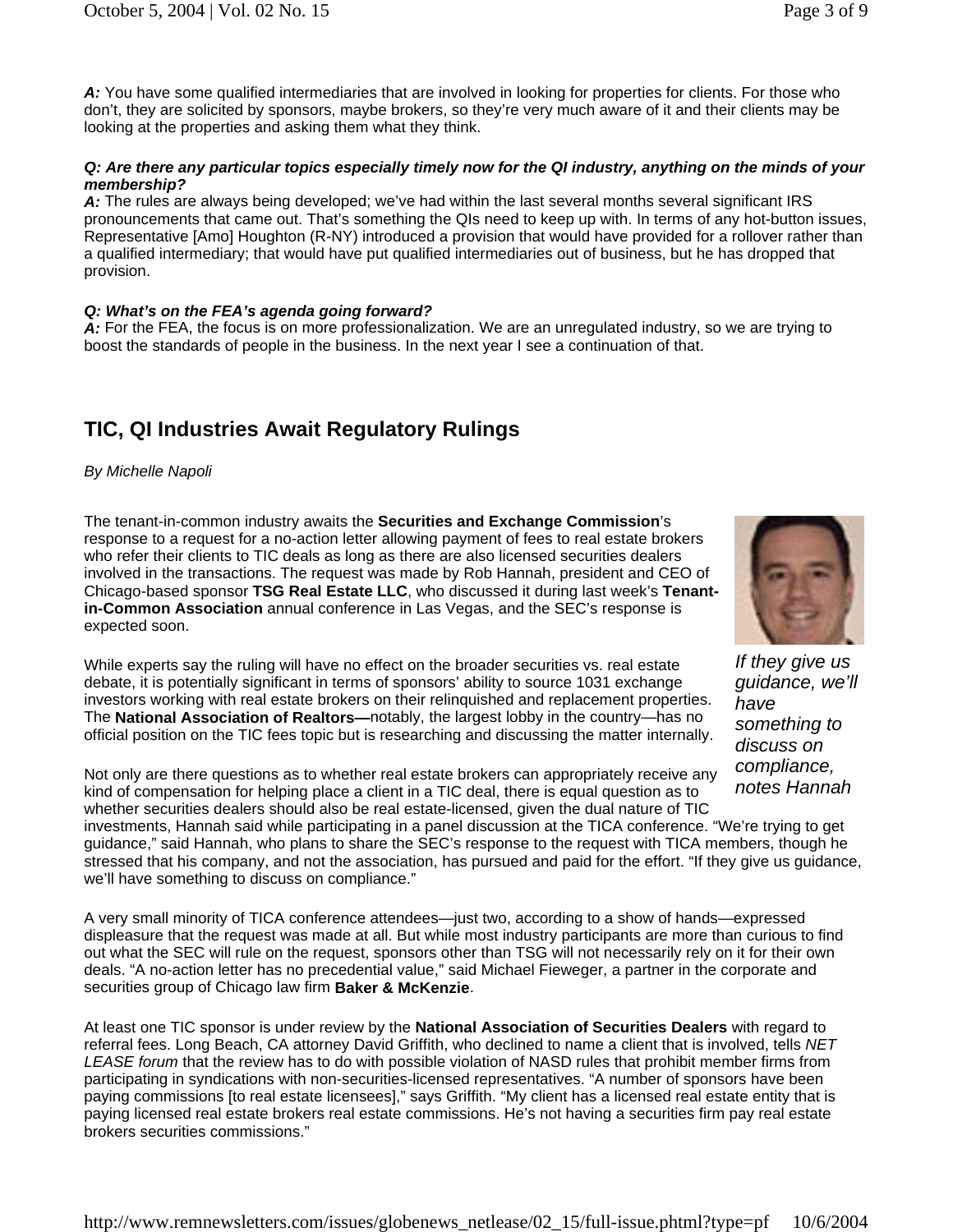***A:*** You have some qualified intermediaries that are involved in looking for properties for clients. For those who don't, they are solicited by sponsors, maybe brokers, so they're very much aware of it and their clients may be looking at the properties and asking them what they think.

***Q: Are there any particular topics especially timely now for the QI industry, anything on the minds of your membership?***

***A:*** The rules are always being developed; we've had within the last several months several significant IRS pronouncements that came out. That's something the QIs need to keep up with. In terms of any hot-button issues, Representative [Amo] Houghton (R-NY) introduced a provision that would have provided for a rollover rather than a qualified intermediary; that would have put qualified intermediaries out of business, but he has dropped that provision.

***Q: What's on the FEA's agenda going forward?***

***A:*** For the FEA, the focus is on more professionalization. We are an unregulated industry, so we are trying to boost the standards of people in the business. In the next year I see a continuation of that.

## TIC, QI Industries Await Regulatory Rulings

*By Michelle Napoli*

The tenant-in-common industry awaits the **Securities and Exchange Commission**'s response to a request for a no-action letter allowing payment of fees to real estate brokers who refer their clients to TIC deals as long as there are also licensed securities dealers involved in the transactions. The request was made by Rob Hannah, president and CEO of Chicago-based sponsor **TSG Real Estate LLC**, who discussed it during last week's **Tenant-in-Common Association** annual conference in Las Vegas, and the SEC's response is expected soon.

*If they give us guidance, we'll have something to discuss on compliance, notes Hannah*

While experts say the ruling will have no effect on the broader securities vs. real estate debate, it is potentially significant in terms of sponsors' ability to source 1031 exchange investors working with real estate brokers on their relinquished and replacement properties. The **National Association of Realtors—**notably, the largest lobby in the country—has no official position on the TIC fees topic but is researching and discussing the matter internally.

Not only are there questions as to whether real estate brokers can appropriately receive any kind of compensation for helping place a client in a TIC deal, there is equal question as to whether securities dealers should also be real estate-licensed, given the dual nature of TIC investments, Hannah said while participating in a panel discussion at the TICA conference. "We're trying to get guidance," said Hannah, who plans to share the SEC's response to the request with TICA members, though he stressed that his company, and not the association, has pursued and paid for the effort. "If they give us guidance, we'll have something to discuss on compliance."

A very small minority of TICA conference attendees—just two, according to a show of hands—expressed displeasure that the request was made at all. But while most industry participants are more than curious to find out what the SEC will rule on the request, sponsors other than TSG will not necessarily rely on it for their own deals. "A no-action letter has no precedential value," said Michael Fieweger, a partner in the corporate and securities group of Chicago law firm **Baker & McKenzie**.

At least one TIC sponsor is under review by the **National Association of Securities Dealers** with regard to referral fees. Long Beach, CA attorney David Griffith, who declined to name a client that is involved, tells *NET LEASE forum* that the review has to do with possible violation of NASD rules that prohibit member firms from participating in syndications with non-securities-licensed representatives. "A number of sponsors have been paying commissions [to real estate licensees]," says Griffith. "My client has a licensed real estate entity that is paying licensed real estate brokers real estate commissions. He's not having a securities firm pay real estate brokers securities commissions."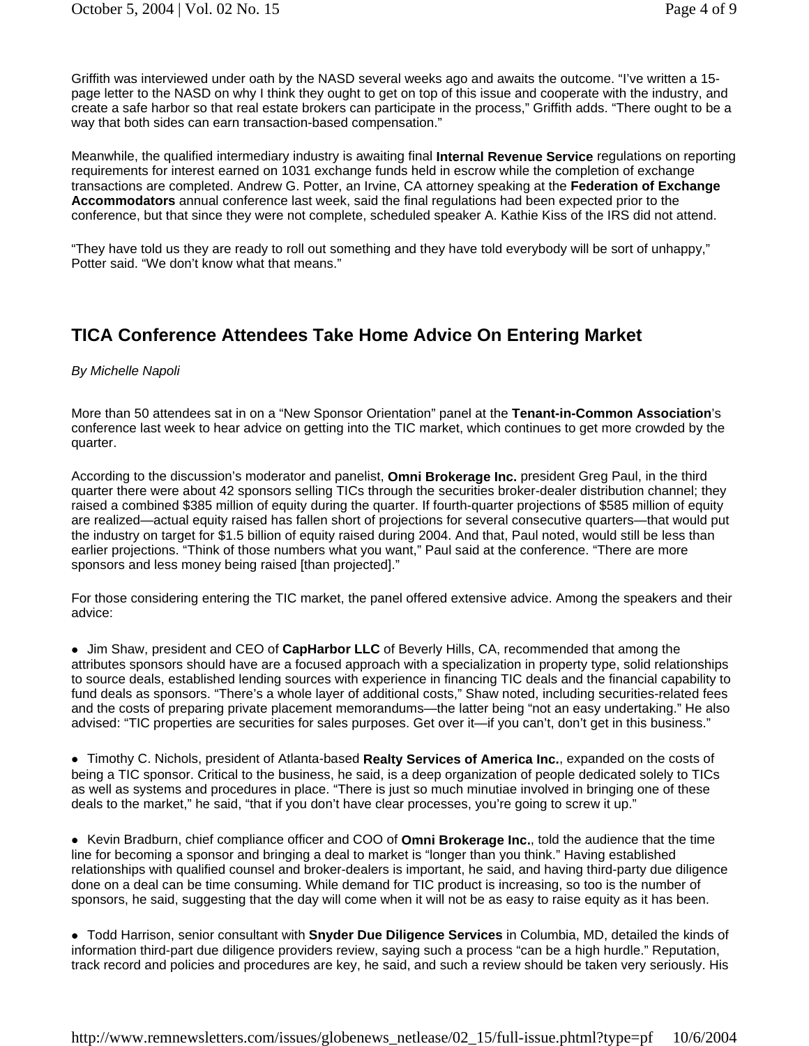Griffith was interviewed under oath by the NASD several weeks ago and awaits the outcome. "I've written a 15-page letter to the NASD on why I think they ought to get on top of this issue and cooperate with the industry, and create a safe harbor so that real estate brokers can participate in the process," Griffith adds. "There ought to be a way that both sides can earn transaction-based compensation."

Meanwhile, the qualified intermediary industry is awaiting final **Internal Revenue Service** regulations on reporting requirements for interest earned on 1031 exchange funds held in escrow while the completion of exchange transactions are completed. Andrew G. Potter, an Irvine, CA attorney speaking at the **Federation of Exchange Accommodators** annual conference last week, said the final regulations had been expected prior to the conference, but that since they were not complete, scheduled speaker A. Kathie Kiss of the IRS did not attend.

"They have told us they are ready to roll out something and they have told everybody will be sort of unhappy," Potter said. "We don't know what that means."

## TICA Conference Attendees Take Home Advice On Entering Market

*By Michelle Napoli*

More than 50 attendees sat in on a "New Sponsor Orientation" panel at the **Tenant-in-Common Association**'s conference last week to hear advice on getting into the TIC market, which continues to get more crowded by the quarter.

According to the discussion's moderator and panelist, **Omni Brokerage Inc.** president Greg Paul, in the third quarter there were about 42 sponsors selling TICs through the securities broker-dealer distribution channel; they raised a combined $385 million of equity during the quarter. If fourth-quarter projections of $585 million of equity are realized—actual equity raised has fallen short of projections for several consecutive quarters—that would put the industry on target for $1.5 billion of equity raised during 2004. And that, Paul noted, would still be less than earlier projections. "Think of those numbers what you want," Paul said at the conference. "There are more sponsors and less money being raised [than projected]."

For those considering entering the TIC market, the panel offered extensive advice. Among the speakers and their advice:

- Jim Shaw, president and CEO of **CapHarbor LLC** of Beverly Hills, CA, recommended that among the attributes sponsors should have are a focused approach with a specialization in property type, solid relationships to source deals, established lending sources with experience in financing TIC deals and the financial capability to fund deals as sponsors. "There's a whole layer of additional costs," Shaw noted, including securities-related fees and the costs of preparing private placement memorandums—the latter being "not an easy undertaking." He also advised: "TIC properties are securities for sales purposes. Get over it—if you can't, don't get in this business."

- Timothy C. Nichols, president of Atlanta-based **Realty Services of America Inc.**, expanded on the costs of being a TIC sponsor. Critical to the business, he said, is a deep organization of people dedicated solely to TICs as well as systems and procedures in place. "There is just so much minutiae involved in bringing one of these deals to the market," he said, "that if you don't have clear processes, you're going to screw it up."

- Kevin Bradburn, chief compliance officer and COO of **Omni Brokerage Inc.**, told the audience that the time line for becoming a sponsor and bringing a deal to market is "longer than you think." Having established relationships with qualified counsel and broker-dealers is important, he said, and having third-party due diligence done on a deal can be time consuming. While demand for TIC product is increasing, so too is the number of sponsors, he said, suggesting that the day will come when it will not be as easy to raise equity as it has been.

- Todd Harrison, senior consultant with **Snyder Due Diligence Services** in Columbia, MD, detailed the kinds of information third-part due diligence providers review, saying such a process "can be a high hurdle." Reputation, track record and policies and procedures are key, he said, and such a review should be taken very seriously. His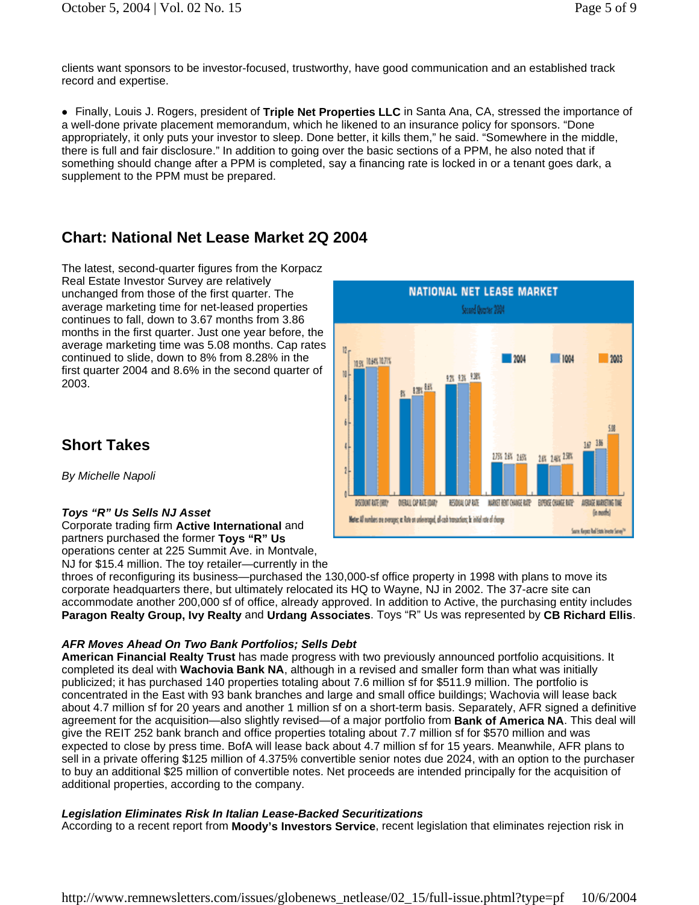clients want sponsors to be investor-focused, trustworthy, have good communication and an established track record and expertise.

- Finally, Louis J. Rogers, president of **Triple Net Properties LLC** in Santa Ana, CA, stressed the importance of a well-done private placement memorandum, which he likened to an insurance policy for sponsors. "Done appropriately, it only puts your investor to sleep. Done better, it kills them," he said. "Somewhere in the middle, there is full and fair disclosure." In addition to going over the basic sections of a PPM, he also noted that if something should change after a PPM is completed, say a financing rate is locked in or a tenant goes dark, a supplement to the PPM must be prepared.

## Chart: National Net Lease Market 2Q 2004

The latest, second-quarter figures from the Korpacz Real Estate Investor Survey are relatively unchanged from those of the first quarter. The average marketing time for net-leased properties continues to fall, down to 3.67 months from 3.86 months in the first quarter. Just one year before, the average marketing time was 5.08 months. Cap rates continued to slide, down to 8% from 8.28% in the first quarter 2004 and 8.6% in the second quarter of 2003.

## Short Takes

*By Michelle Napoli*

### *Toys "R" Us Sells NJ Asset*

Corporate trading firm **Active International** and partners purchased the former **Toys "R" Us** operations center at 225 Summit Ave. in Montvale, NJ for $15.4 million. The toy retailer—currently in the throes of reconfiguring its business—purchased the 130,000-sf office property in 1998 with plans to move its corporate headquarters there, but ultimately relocated its HQ to Wayne, NJ in 2002. The 37-acre site can accommodate another 200,000 sf of office, already approved. In addition to Active, the purchasing entity includes **Paragon Realty Group, Ivy Realty** and **Urdang Associates**. Toys "R" Us was represented by **CB Richard Ellis**.

### *AFR Moves Ahead On Two Bank Portfolios; Sells Debt*

**American Financial Realty Trust** has made progress with two previously announced portfolio acquisitions. It completed its deal with **Wachovia Bank NA**, although in a revised and smaller form than what was initially publicized; it has purchased 140 properties totaling about 7.6 million sf for $511.9 million. The portfolio is concentrated in the East with 93 bank branches and large and small office buildings; Wachovia will lease back about 4.7 million sf for 20 years and another 1 million sf on a short-term basis. Separately, AFR signed a definitive agreement for the acquisition—also slightly revised—of a major portfolio from **Bank of America NA**. This deal will give the REIT 252 bank branch and office properties totaling about 7.7 million sf for $570 million and was expected to close by press time. BofA will lease back about 4.7 million sf for 15 years. Meanwhile, AFR plans to sell in a private offering $125 million of 4.375% convertible senior notes due 2024, with an option to the purchaser to buy an additional $25 million of convertible notes. Net proceeds are intended principally for the acquisition of additional properties, according to the company.

### *Legislation Eliminates Risk In Italian Lease-Backed Securitizations*

According to a recent report from **Moody's Investors Service**, recent legislation that eliminates rejection risk in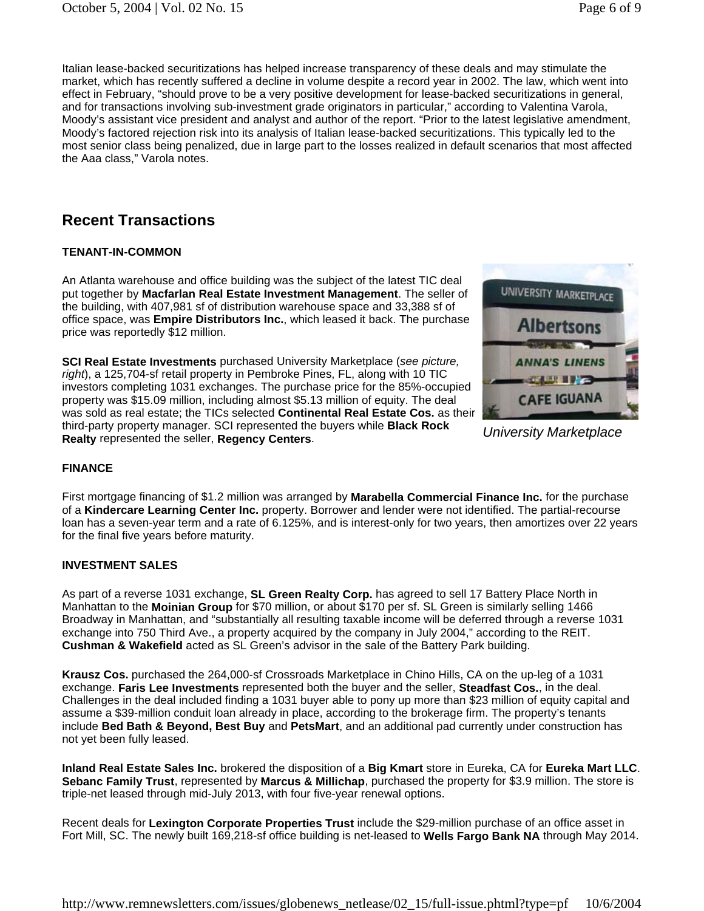Italian lease-backed securitizations has helped increase transparency of these deals and may stimulate the market, which has recently suffered a decline in volume despite a record year in 2002. The law, which went into effect in February, "should prove to be a very positive development for lease-backed securitizations in general, and for transactions involving sub-investment grade originators in particular," according to Valentina Varola, Moody's assistant vice president and analyst and author of the report. "Prior to the latest legislative amendment, Moody's factored rejection risk into its analysis of Italian lease-backed securitizations. This typically led to the most senior class being penalized, due in large part to the losses realized in default scenarios that most affected the Aaa class," Varola notes.

## Recent Transactions

**TENANT-IN-COMMON**

An Atlanta warehouse and office building was the subject of the latest TIC deal put together by **Macfarlan Real Estate Investment Management**. The seller of the building, with 407,981 sf of distribution warehouse space and 33,388 sf of office space, was **Empire Distributors Inc.**, which leased it back. The purchase price was reportedly $12 million.

**SCI Real Estate Investments** purchased University Marketplace (*see picture, right*), a 125,704-sf retail property in Pembroke Pines, FL, along with 10 TIC investors completing 1031 exchanges. The purchase price for the 85%-occupied property was $15.09 million, including almost $5.13 million of equity. The deal was sold as real estate; the TICs selected **Continental Real Estate Cos.** as their third-party property manager. SCI represented the buyers while **Black Rock Realty** represented the seller, **Regency Centers**.

*University Marketplace*

**FINANCE**

First mortgage financing of $1.2 million was arranged by **Marabella Commercial Finance Inc.** for the purchase of a **Kindercare Learning Center Inc.** property. Borrower and lender were not identified. The partial-recourse loan has a seven-year term and a rate of 6.125%, and is interest-only for two years, then amortizes over 22 years for the final five years before maturity.

**INVESTMENT SALES**

As part of a reverse 1031 exchange, **SL Green Realty Corp.** has agreed to sell 17 Battery Place North in Manhattan to the **Moinian Group** for $70 million, or about $170 per sf. SL Green is similarly selling 1466 Broadway in Manhattan, and "substantially all resulting taxable income will be deferred through a reverse 1031 exchange into 750 Third Ave., a property acquired by the company in July 2004," according to the REIT. **Cushman & Wakefield** acted as SL Green's advisor in the sale of the Battery Park building.

**Krausz Cos.** purchased the 264,000-sf Crossroads Marketplace in Chino Hills, CA on the up-leg of a 1031 exchange. **Faris Lee Investments** represented both the buyer and the seller, **Steadfast Cos.**, in the deal. Challenges in the deal included finding a 1031 buyer able to pony up more than $23 million of equity capital and assume a $39-million conduit loan already in place, according to the brokerage firm. The property's tenants include **Bed Bath & Beyond, Best Buy** and **PetsMart**, and an additional pad currently under construction has not yet been fully leased.

**Inland Real Estate Sales Inc.** brokered the disposition of a **Big Kmart** store in Eureka, CA for **Eureka Mart LLC**. **Sebanc Family Trust**, represented by **Marcus & Millichap**, purchased the property for $3.9 million. The store is triple-net leased through mid-July 2013, with four five-year renewal options.

Recent deals for **Lexington Corporate Properties Trust** include the $29-million purchase of an office asset in Fort Mill, SC. The newly built 169,218-sf office building is net-leased to **Wells Fargo Bank NA** through May 2014.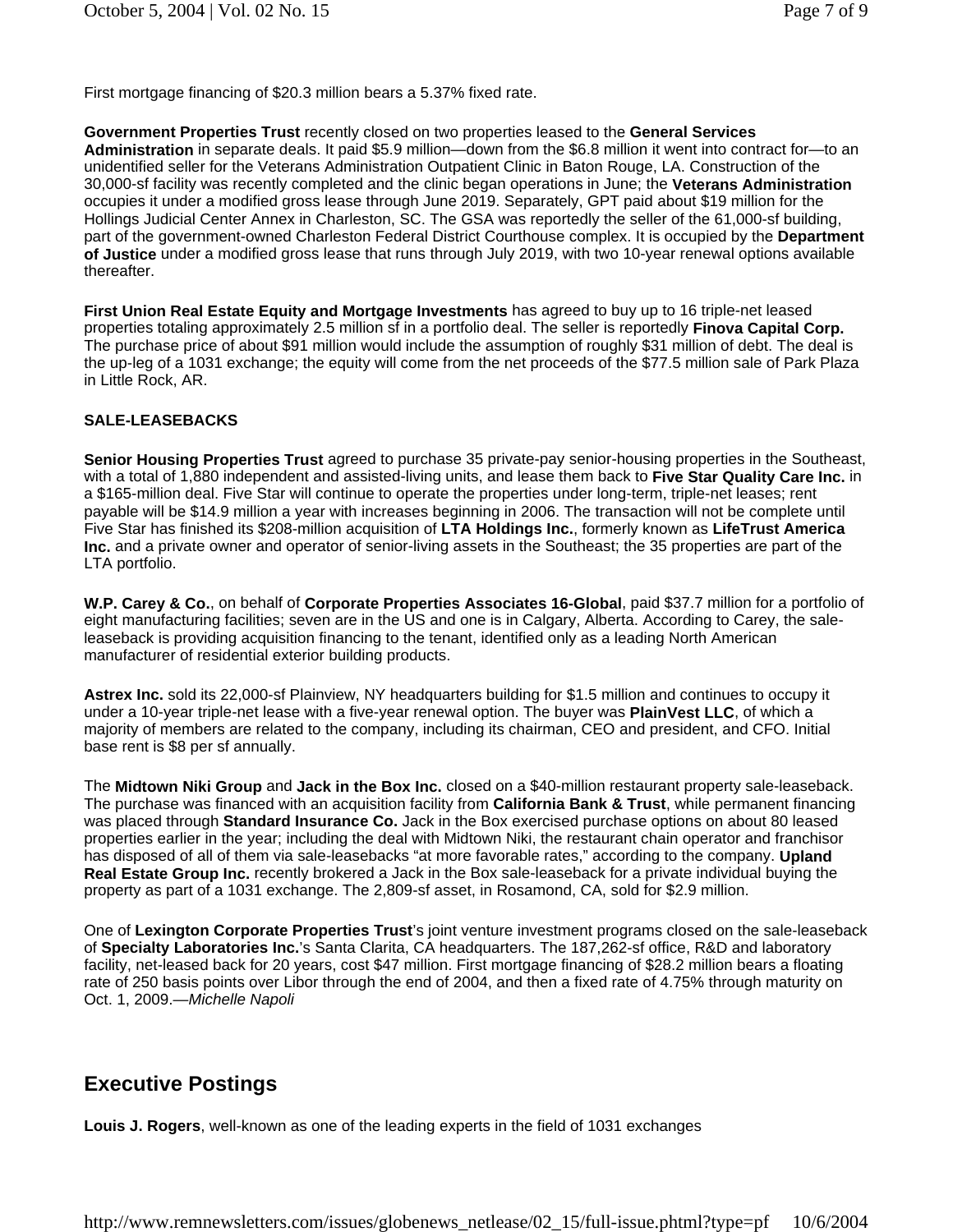First mortgage financing of $20.3 million bears a 5.37% fixed rate.

**Government Properties Trust** recently closed on two properties leased to the **General Services Administration** in separate deals. It paid $5.9 million—down from the $6.8 million it went into contract for—to an unidentified seller for the Veterans Administration Outpatient Clinic in Baton Rouge, LA. Construction of the 30,000-sf facility was recently completed and the clinic began operations in June; the **Veterans Administration** occupies it under a modified gross lease through June 2019. Separately, GPT paid about $19 million for the Hollings Judicial Center Annex in Charleston, SC. The GSA was reportedly the seller of the 61,000-sf building, part of the government-owned Charleston Federal District Courthouse complex. It is occupied by the **Department of Justice** under a modified gross lease that runs through July 2019, with two 10-year renewal options available thereafter.

**First Union Real Estate Equity and Mortgage Investments** has agreed to buy up to 16 triple-net leased properties totaling approximately 2.5 million sf in a portfolio deal. The seller is reportedly **Finova Capital Corp.** The purchase price of about $91 million would include the assumption of roughly $31 million of debt. The deal is the up-leg of a 1031 exchange; the equity will come from the net proceeds of the $77.5 million sale of Park Plaza in Little Rock, AR.

### SALE-LEASEBACKS

**Senior Housing Properties Trust** agreed to purchase 35 private-pay senior-housing properties in the Southeast, with a total of 1,880 independent and assisted-living units, and lease them back to **Five Star Quality Care Inc.** in a $165-million deal. Five Star will continue to operate the properties under long-term, triple-net leases; rent payable will be $14.9 million a year with increases beginning in 2006. The transaction will not be complete until Five Star has finished its $208-million acquisition of **LTA Holdings Inc.**, formerly known as **LifeTrust America Inc.** and a private owner and operator of senior-living assets in the Southeast; the 35 properties are part of the LTA portfolio.

**W.P. Carey & Co.**, on behalf of **Corporate Properties Associates 16-Global**, paid $37.7 million for a portfolio of eight manufacturing facilities; seven are in the US and one is in Calgary, Alberta. According to Carey, the sale-leaseback is providing acquisition financing to the tenant, identified only as a leading North American manufacturer of residential exterior building products.

**Astrex Inc.** sold its 22,000-sf Plainview, NY headquarters building for $1.5 million and continues to occupy it under a 10-year triple-net lease with a five-year renewal option. The buyer was **PlainVest LLC**, of which a majority of members are related to the company, including its chairman, CEO and president, and CFO. Initial base rent is $8 per sf annually.

The **Midtown Niki Group** and **Jack in the Box Inc.** closed on a $40-million restaurant property sale-leaseback. The purchase was financed with an acquisition facility from **California Bank & Trust**, while permanent financing was placed through **Standard Insurance Co.** Jack in the Box exercised purchase options on about 80 leased properties earlier in the year; including the deal with Midtown Niki, the restaurant chain operator and franchisor has disposed of all of them via sale-leasebacks "at more favorable rates," according to the company. **Upland Real Estate Group Inc.** recently brokered a Jack in the Box sale-leaseback for a private individual buying the property as part of a 1031 exchange. The 2,809-sf asset, in Rosamond, CA, sold for $2.9 million.

One of **Lexington Corporate Properties Trust**'s joint venture investment programs closed on the sale-leaseback of **Specialty Laboratories Inc.**'s Santa Clarita, CA headquarters. The 187,262-sf office, R&D and laboratory facility, net-leased back for 20 years, cost $47 million. First mortgage financing of $28.2 million bears a floating rate of 250 basis points over Libor through the end of 2004, and then a fixed rate of 4.75% through maturity on Oct. 1, 2009.—*Michelle Napoli*

## Executive Postings

**Louis J. Rogers**, well-known as one of the leading experts in the field of 1031 exchanges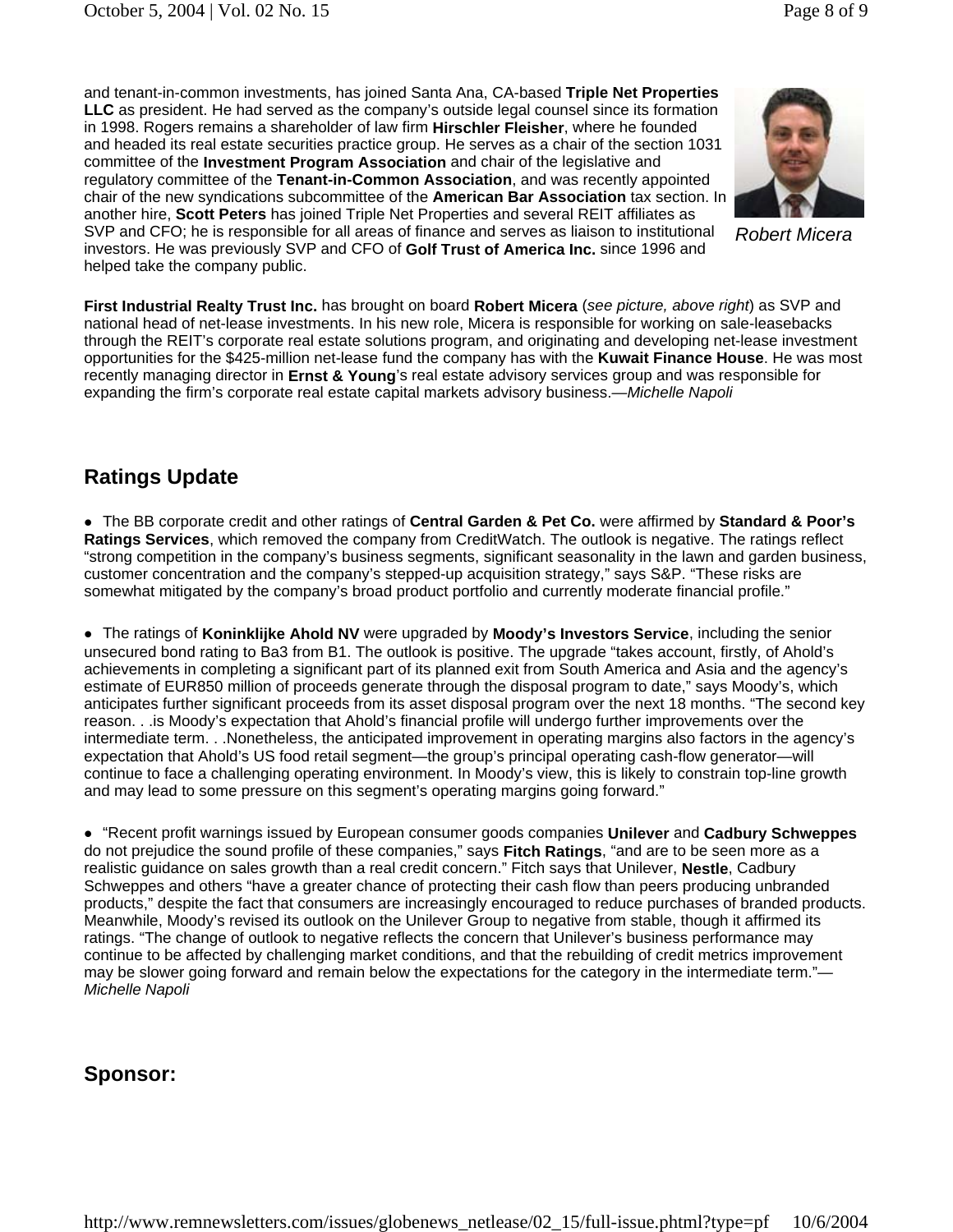and tenant-in-common investments, has joined Santa Ana, CA-based **Triple Net Properties LLC** as president. He had served as the company's outside legal counsel since its formation in 1998. Rogers remains a shareholder of law firm **Hirschler Fleisher**, where he founded and headed its real estate securities practice group. He serves as a chair of the section 1031 committee of the **Investment Program Association** and chair of the legislative and regulatory committee of the **Tenant-in-Common Association**, and was recently appointed chair of the new syndications subcommittee of the **American Bar Association** tax section. In another hire, **Scott Peters** has joined Triple Net Properties and several REIT affiliates as SVP and CFO; he is responsible for all areas of finance and serves as liaison to institutional investors. He was previously SVP and CFO of **Golf Trust of America Inc.** since 1996 and helped take the company public.

*Robert Micera*

**First Industrial Realty Trust Inc.** has brought on board **Robert Micera** (*see picture, above right*) as SVP and national head of net-lease investments. In his new role, Micera is responsible for working on sale-leasebacks through the REIT's corporate real estate solutions program, and originating and developing net-lease investment opportunities for the $425-million net-lease fund the company has with the **Kuwait Finance House**. He was most recently managing director in **Ernst & Young**'s real estate advisory services group and was responsible for expanding the firm's corporate real estate capital markets advisory business.—*Michelle Napoli*

## Ratings Update

- The BB corporate credit and other ratings of **Central Garden & Pet Co.** were affirmed by **Standard & Poor's Ratings Services**, which removed the company from CreditWatch. The outlook is negative. The ratings reflect "strong competition in the company's business segments, significant seasonality in the lawn and garden business, customer concentration and the company's stepped-up acquisition strategy," says S&P. "These risks are somewhat mitigated by the company's broad product portfolio and currently moderate financial profile."

- The ratings of **Koninklijke Ahold NV** were upgraded by **Moody's Investors Service**, including the senior unsecured bond rating to Ba3 from B1. The outlook is positive. The upgrade "takes account, firstly, of Ahold's achievements in completing a significant part of its planned exit from South America and Asia and the agency's estimate of EUR850 million of proceeds generate through the disposal program to date," says Moody's, which anticipates further significant proceeds from its asset disposal program over the next 18 months. "The second key reason. . .is Moody's expectation that Ahold's financial profile will undergo further improvements over the intermediate term. . .Nonetheless, the anticipated improvement in operating margins also factors in the agency's expectation that Ahold's US food retail segment—the group's principal operating cash-flow generator—will continue to face a challenging operating environment. In Moody's view, this is likely to constrain top-line growth and may lead to some pressure on this segment's operating margins going forward."

- "Recent profit warnings issued by European consumer goods companies **Unilever** and **Cadbury Schweppes** do not prejudice the sound profile of these companies," says **Fitch Ratings**, "and are to be seen more as a realistic guidance on sales growth than a real credit concern." Fitch says that Unilever, **Nestle**, Cadbury Schweppes and others "have a greater chance of protecting their cash flow than peers producing unbranded products," despite the fact that consumers are increasingly encouraged to reduce purchases of branded products. Meanwhile, Moody's revised its outlook on the Unilever Group to negative from stable, though it affirmed its ratings. "The change of outlook to negative reflects the concern that Unilever's business performance may continue to be affected by challenging market conditions, and that the rebuilding of credit metrics improvement may be slower going forward and remain below the expectations for the category in the intermediate term."—*Michelle Napoli*

## Sponsor: